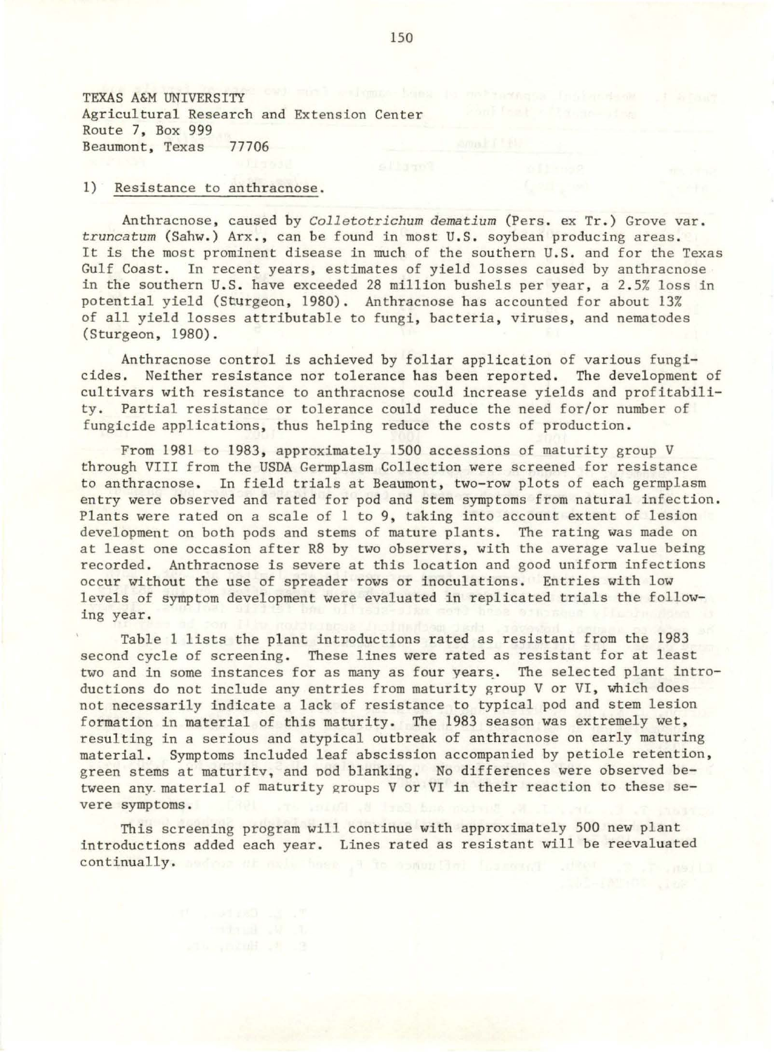TEXAS A&M UNIVERSITY
Agricultural Research and Extension Center
Route 7, Box 999
Beaumont, Texas 77706

1) Resistance to anthracnose.

Anthracnose, caused by *Colletotrichum dematium* (Pers. ex Tr.) Grove var. *truncatum* (Sahw.) Arx., can be found in most U.S. soybean producing areas. It is the most prominent disease in much of the southern U.S. and for the Texas Gulf Coast. In recent years, estimates of yield losses caused by anthracnose in the southern U.S. have exceeded 28 million bushels per year, a 2.5% loss in potential yield (Sturgeon, 1980). Anthracnose has accounted for about 13% of all yield losses attributable to fungi, bacteria, viruses, and nematodes (Sturgeon, 1980).

Anthracnose control is achieved by foliar application of various fungicides. Neither resistance nor tolerance has been reported. The development of cultivars with resistance to anthracnose could increase yields and profitability. Partial resistance or tolerance could reduce the need for/or number of fungicide applications, thus helping reduce the costs of production.

From 1981 to 1983, approximately 1500 accessions of maturity group V through VIII from the USDA Germplasm Collection were screened for resistance to anthracnose. In field trials at Beaumont, two-row plots of each germplasm entry were observed and rated for pod and stem symptoms from natural infection. Plants were rated on a scale of 1 to 9, taking into account extent of lesion development on both pods and stems of mature plants. The rating was made on at least one occasion after R8 by two observers, with the average value being recorded. Anthracnose is severe at this location and good uniform infections occur without the use of spreader rows or inoculations. Entries with low levels of symptom development were evaluated in replicated trials the following year.

Table 1 lists the plant introductions rated as resistant from the 1983 second cycle of screening. These lines were rated as resistant for at least two and in some instances for as many as four years. The selected plant introductions do not include any entries from maturity group V or VI, which does not necessarily indicate a lack of resistance to typical pod and stem lesion formation in material of this maturity. The 1983 season was extremely wet, resulting in a serious and atypical outbreak of anthracnose on early maturing material. Symptoms included leaf abscission accompanied by petiole retention, green stems at maturity, and pod blanking. No differences were observed between any material of maturity groups V or VI in their reaction to these severe symptoms.

This screening program will continue with approximately 500 new plant introductions added each year. Lines rated as resistant will be reevaluated continually.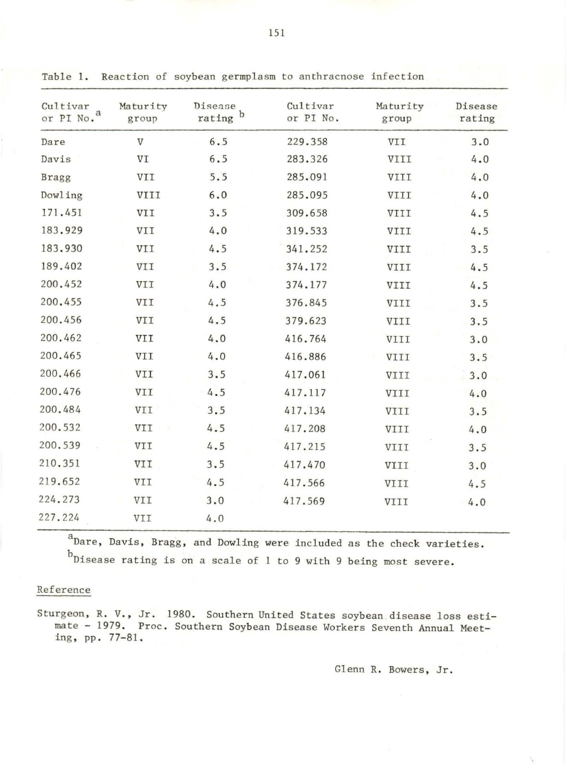Table 1. Reaction of soybean germplasm to anthracnose infection

| Cultivar or PI No.[a] | Maturity group | Disease rating[b] | Cultivar or PI No. | Maturity group | Disease rating |
|---|---|---|---|---|---|
| Dare | V | 6.5 | 229.358 | VII | 3.0 |
| Davis | VI | 6.5 | 283.326 | VIII | 4.0 |
| Bragg | VII | 5.5 | 285.091 | VIII | 4.0 |
| Dowling | VIII | 6.0 | 285.095 | VIII | 4.0 |
| 171.451 | VII | 3.5 | 309.658 | VIII | 4.5 |
| 183.929 | VII | 4.0 | 319.533 | VIII | 4.5 |
| 183.930 | VII | 4.5 | 341.252 | VIII | 3.5 |
| 189.402 | VII | 3.5 | 374.172 | VIII | 4.5 |
| 200.452 | VII | 4.0 | 374.177 | VIII | 4.5 |
| 200.455 | VII | 4.5 | 376.845 | VIII | 3.5 |
| 200.456 | VII | 4.5 | 379.623 | VIII | 3.5 |
| 200.462 | VII | 4.0 | 416.764 | VIII | 3.0 |
| 200.465 | VII | 4.0 | 416.886 | VIII | 3.5 |
| 200.466 | VII | 3.5 | 417.061 | VIII | 3.0 |
| 200.476 | VII | 4.5 | 417.117 | VIII | 4.0 |
| 200.484 | VII | 3.5 | 417.134 | VIII | 3.5 |
| 200.532 | VII | 4.5 | 417.208 | VIII | 4.0 |
| 200.539 | VII | 4.5 | 417.215 | VIII | 3.5 |
| 210.351 | VII | 3.5 | 417.470 | VIII | 3.0 |
| 219.652 | VII | 4.5 | 417.566 | VIII | 4.5 |
| 224.273 | VII | 3.0 | 417.569 | VIII | 4.0 |
| 227.224 | VII | 4.0 | | | |

[a]Dare, Davis, Bragg, and Dowling were included as the check varieties.

[b]Disease rating is on a scale of 1 to 9 with 9 being most severe.

## Reference

Sturgeon, R. V., Jr. 1980. Southern United States soybean disease loss estimate - 1979. Proc. Southern Soybean Disease Workers Seventh Annual Meeting, pp. 77-81.

Glenn R. Bowers, Jr.